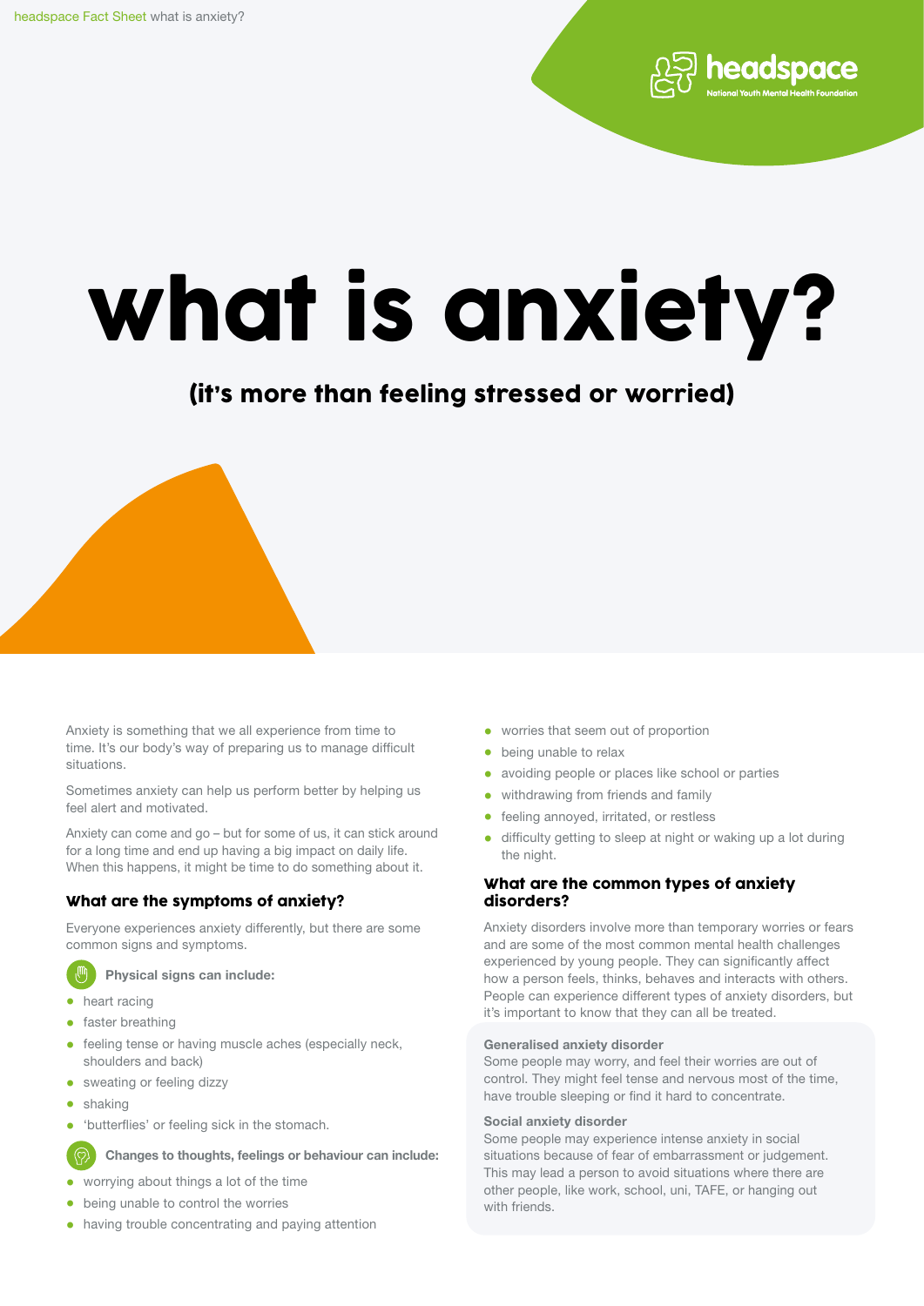# what is anxiety?

## (it's more than feeling stressed or worried)

Anxiety is something that we all experience from time to time. It's our body's way of preparing us to manage difficult situations.

Sometimes anxiety can help us perform better by helping us feel alert and motivated.

Anxiety can come and go – but for some of us, it can stick around for a long time and end up having a big impact on daily life. When this happens, it might be time to do something about it.

### what are the symptoms of anxiety?

Everyone experiences anxiety differently, but there are some common signs and symptoms.

**Physical signs can include:**

- heart racing
- faster breathing
- feeling tense or having muscle aches (especially neck, shoulders and back)
- sweating or feeling dizzy
- shaking
- 'butterflies' or feeling sick in the stomach.

**Changes to thoughts, feelings or behaviour can include:**

- worrying about things a lot of the time
- being unable to control the worries
- having trouble concentrating and paying attention
- worries that seem out of proportion
- being unable to relax
- avoiding people or places like school or parties
- withdrawing from friends and family
- feeling annoyed, irritated, or restless
- difficulty getting to sleep at night or waking up a lot during the night.

### what are the common types of anxiety disorders?

Anxiety disorders involve more than temporary worries or fears and are some of the most common mental health challenges experienced by young people. They can significantly affect how a person feels, thinks, behaves and interacts with others. People can experience different types of anxiety disorders, but it's important to know that they can all be treated.

**Generalised anxiety disorder**
Some people may worry, and feel their worries are out of control. They might feel tense and nervous most of the time, have trouble sleeping or find it hard to concentrate.

**Social anxiety disorder**
Some people may experience intense anxiety in social situations because of fear of embarrassment or judgement. This may lead a person to avoid situations where there are other people, like work, school, uni, TAFE, or hanging out with friends.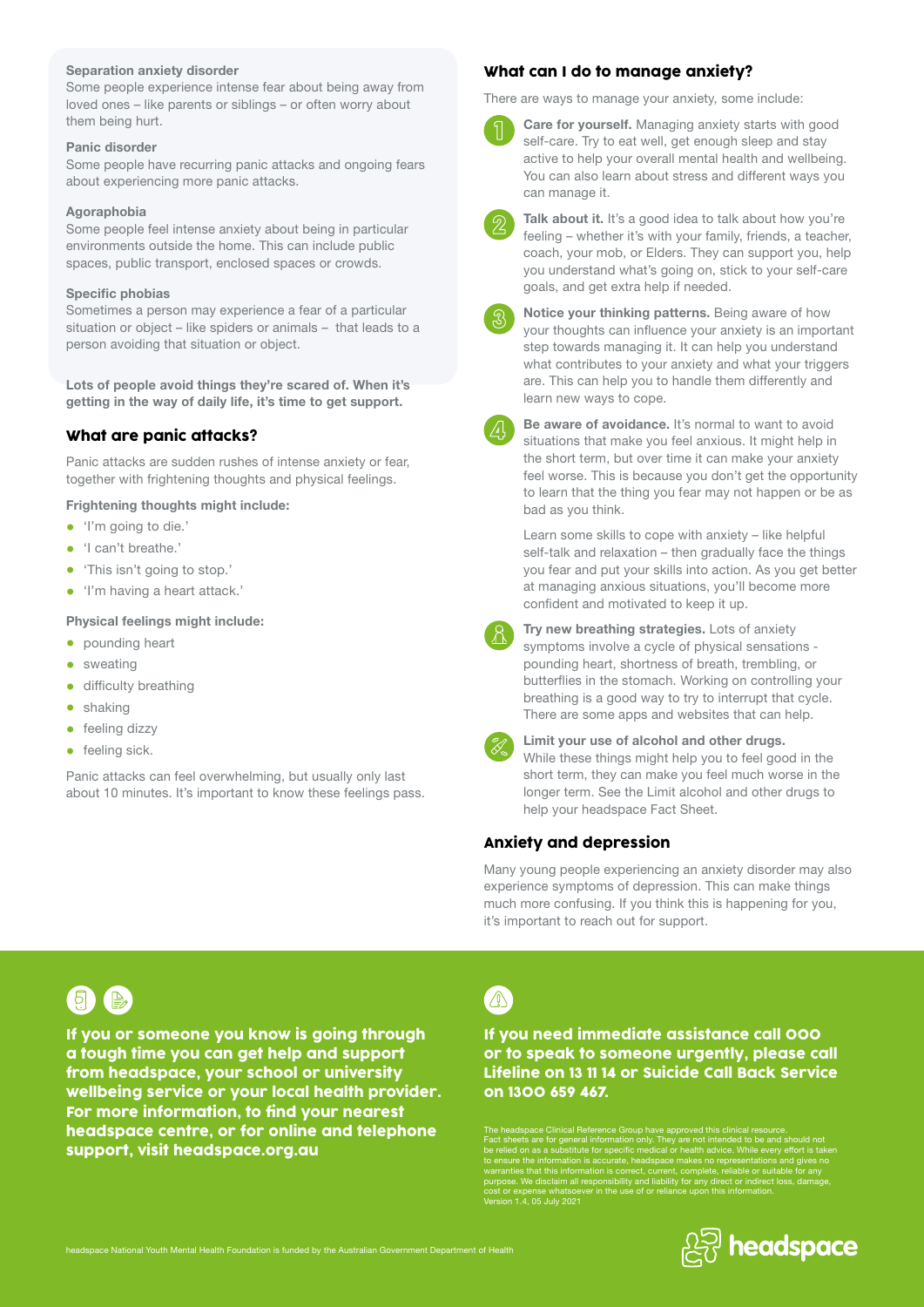**Separation anxiety disorder**
Some people experience intense fear about being away from loved ones – like parents or siblings – or often worry about them being hurt.

**Panic disorder**
Some people have recurring panic attacks and ongoing fears about experiencing more panic attacks.

**Agoraphobia**
Some people feel intense anxiety about being in particular environments outside the home. This can include public spaces, public transport, enclosed spaces or crowds.

**Specific phobias**
Sometimes a person may experience a fear of a particular situation or object – like spiders or animals – that leads to a person avoiding that situation or object.

**Lots of people avoid things they're scared of. When it's getting in the way of daily life, it's time to get support.**

## What are panic attacks?

Panic attacks are sudden rushes of intense anxiety or fear, together with frightening thoughts and physical feelings.

**Frightening thoughts might include:**

- 'I'm going to die.'
- 'I can't breathe.'
- 'This isn't going to stop.'
- 'I'm having a heart attack.'

**Physical feelings might include:**

- pounding heart
- sweating
- difficulty breathing
- shaking
- feeling dizzy
- feeling sick.

Panic attacks can feel overwhelming, but usually only last about 10 minutes. It's important to know these feelings pass.

## What can I do to manage anxiety?

There are ways to manage your anxiety, some include:

1. **Care for yourself.** Managing anxiety starts with good self-care. Try to eat well, get enough sleep and stay active to help your overall mental health and wellbeing. You can also learn about stress and different ways you can manage it.
2. **Talk about it.** It's a good idea to talk about how you're feeling – whether it's with your family, friends, a teacher, coach, your mob, or Elders. They can support you, help you understand what's going on, stick to your self-care goals, and get extra help if needed.
3. **Notice your thinking patterns.** Being aware of how your thoughts can influence your anxiety is an important step towards managing it. It can help you understand what contributes to your anxiety and what your triggers are. This can help you to handle them differently and learn new ways to cope.
4. **Be aware of avoidance.** It's normal to want to avoid situations that make you feel anxious. It might help in the short term, but over time it can make your anxiety feel worse. This is because you don't get the opportunity to learn that the thing you fear may not happen or be as bad as you think.

   Learn some skills to cope with anxiety – like helpful self-talk and relaxation – then gradually face the things you fear and put your skills into action. As you get better at managing anxious situations, you'll become more confident and motivated to keep it up.

**Try new breathing strategies.** Lots of anxiety symptoms involve a cycle of physical sensations - pounding heart, shortness of breath, trembling, or butterflies in the stomach. Working on controlling your breathing is a good way to try to interrupt that cycle. There are some apps and websites that can help.

**Limit your use of alcohol and other drugs.** While these things might help you to feel good in the short term, they can make you feel much worse in the longer term. See the Limit alcohol and other drugs to help your headspace Fact Sheet.

## Anxiety and depression

Many young people experiencing an anxiety disorder may also experience symptoms of depression. This can make things much more confusing. If you think this is happening for you, it's important to reach out for support.

**If you or someone you know is going through a tough time you can get help and support from headspace, your school or university wellbeing service or your local health provider. For more information, to find your nearest headspace centre, or for online and telephone support, visit headspace.org.au**

**If you need immediate assistance call 000 or to speak to someone urgently, please call Lifeline on 13 11 14 or Suicide Call Back Service on 1300 659 467.**

The headspace Clinical Reference Group have approved this clinical resource.
Fact sheets are for general information only. They are not intended to be and should not be relied on as a substitute for specific medical or health advice. While every effort is taken to ensure the information is accurate, headspace makes no representations and gives no warranties that this information is correct, current, complete, reliable or suitable for any purpose. We disclaim all responsibility and liability for any direct or indirect loss, damage, cost or expense whatsoever in the use of or reliance upon this information.
Version 1.4, 05 July 2021

headspace National Youth Mental Health Foundation is funded by the Australian Government Department of Health

headspace